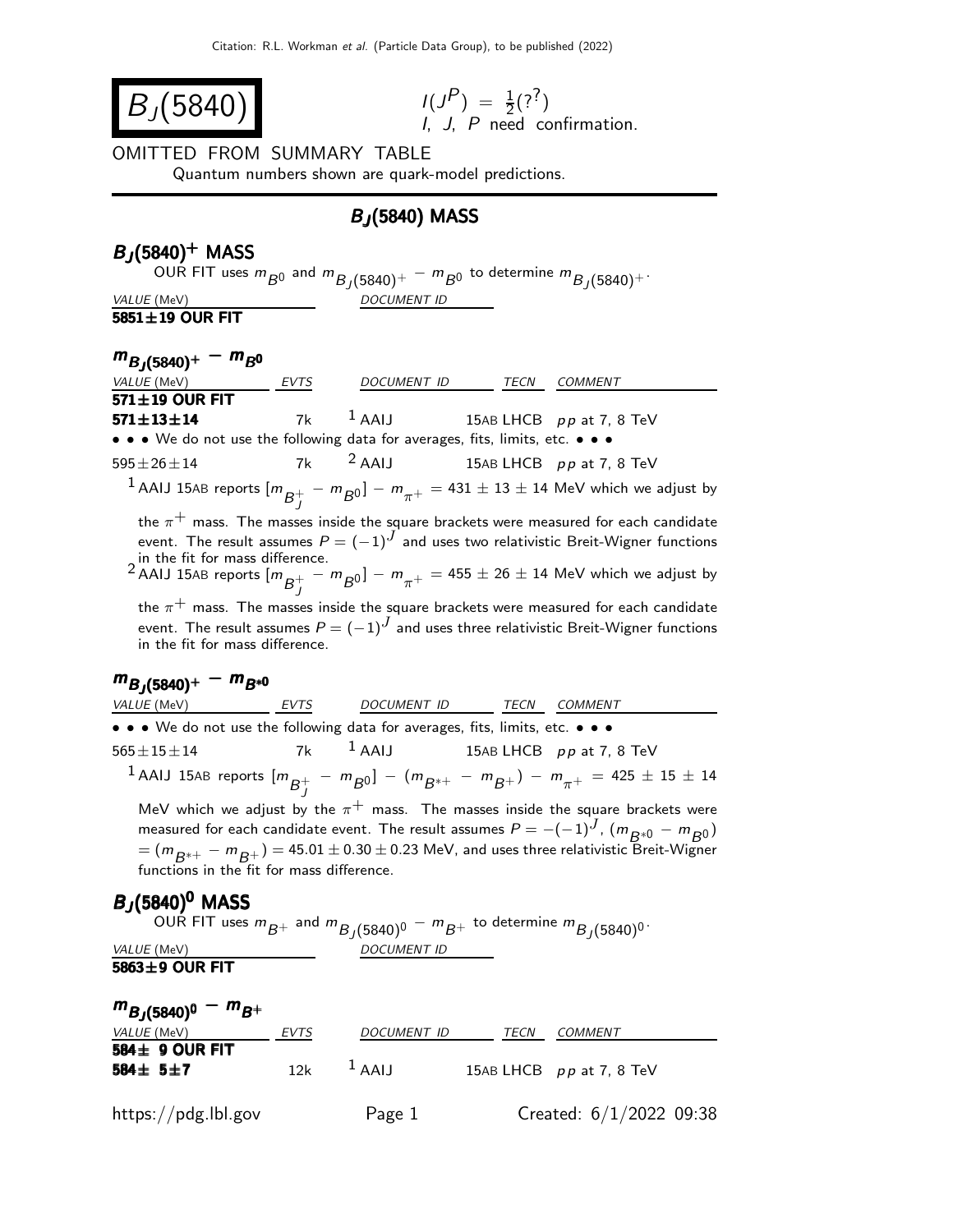Citation: R.L. Workman et al. (Particle Data Group), to be published (2022)

# $B_J(5840)$

$I(J^P) = \frac{1}{2}(?^?)$
I, J, P need confirmation.

OMITTED FROM SUMMARY TABLE

Quantum numbers shown are quark-model predictions.

## $B_J(5840)$ MASS

### $B_J(5840)^+$ MASS

OUR FIT uses $m_{B^0}$ and $m_{B_J(5840)^+} - m_{B^0}$ to determine $m_{B_J(5840)^+}$.

| VALUE (MeV) | DOCUMENT ID |
|---|---|
| **5851±19 OUR FIT** | |

### $m_{B_J(5840)^+} - m_{B^0}$

| VALUE (MeV) | EVTS | DOCUMENT ID | TECN | COMMENT |
|---|---|---|---|---|
| **571±19 OUR FIT** | | | | |
| **571±13±14** | 7k | [1] AAIJ 15AB | LHCB | $pp$ at 7, 8 TeV |
| • • • We do not use the following data for averages, fits, limits, etc. • • • | | | | |
| 595±26±14 | 7k | [2] AAIJ 15AB | LHCB | $pp$ at 7, 8 TeV |

[1] AAIJ 15AB reports $[m_{B_J^+} - m_{B^0}] - m_{\pi^+} = 431 \pm 13 \pm 14$ MeV which we adjust by the $\pi^+$ mass. The masses inside the square brackets were measured for each candidate event. The result assumes $P = (-1)^J$ and uses two relativistic Breit-Wigner functions in the fit for mass difference.

[2] AAIJ 15AB reports $[m_{B_J^+} - m_{B^0}] - m_{\pi^+} = 455 \pm 26 \pm 14$ MeV which we adjust by the $\pi^+$ mass. The masses inside the square brackets were measured for each candidate event. The result assumes $P = (-1)^J$ and uses three relativistic Breit-Wigner functions in the fit for mass difference.

### $m_{B_J(5840)^+} - m_{B^{*0}}$

| VALUE (MeV) | EVTS | DOCUMENT ID | TECN | COMMENT |
|---|---|---|---|---|
| • • • We do not use the following data for averages, fits, limits, etc. • • • | | | | |
| 565±15±14 | 7k | [1] AAIJ 15AB | LHCB | $pp$ at 7, 8 TeV |

[1] AAIJ 15AB reports $[m_{B_J^+} - m_{B^0}] - (m_{B^{*+}} - m_{B^+}) - m_{\pi^+} = 425 \pm 15 \pm 14$ MeV which we adjust by the $\pi^+$ mass. The masses inside the square brackets were measured for each candidate event. The result assumes $P = -(-1)^J$, $(m_{B^{*0}} - m_{B^0}) = (m_{B^{*+}} - m_{B^+}) = 45.01 \pm 0.30 \pm 0.23$ MeV, and uses three relativistic Breit-Wigner functions in the fit for mass difference.

### $B_J(5840)^0$ MASS

OUR FIT uses $m_{B^+}$ and $m_{B_J(5840)^0} - m_{B^+}$ to determine $m_{B_J(5840)^0}$.

| VALUE (MeV) | DOCUMENT ID |
|---|---|
| **5863±9 OUR FIT** | |

### $m_{B_J(5840)^0} - m_{B^+}$

| VALUE (MeV) | EVTS | DOCUMENT ID | TECN | COMMENT |
|---|---|---|---|---|
| **584± 9 OUR FIT** | | | | |
| **584± 5±7** | 12k | [1] AAIJ 15AB | LHCB | $pp$ at 7, 8 TeV |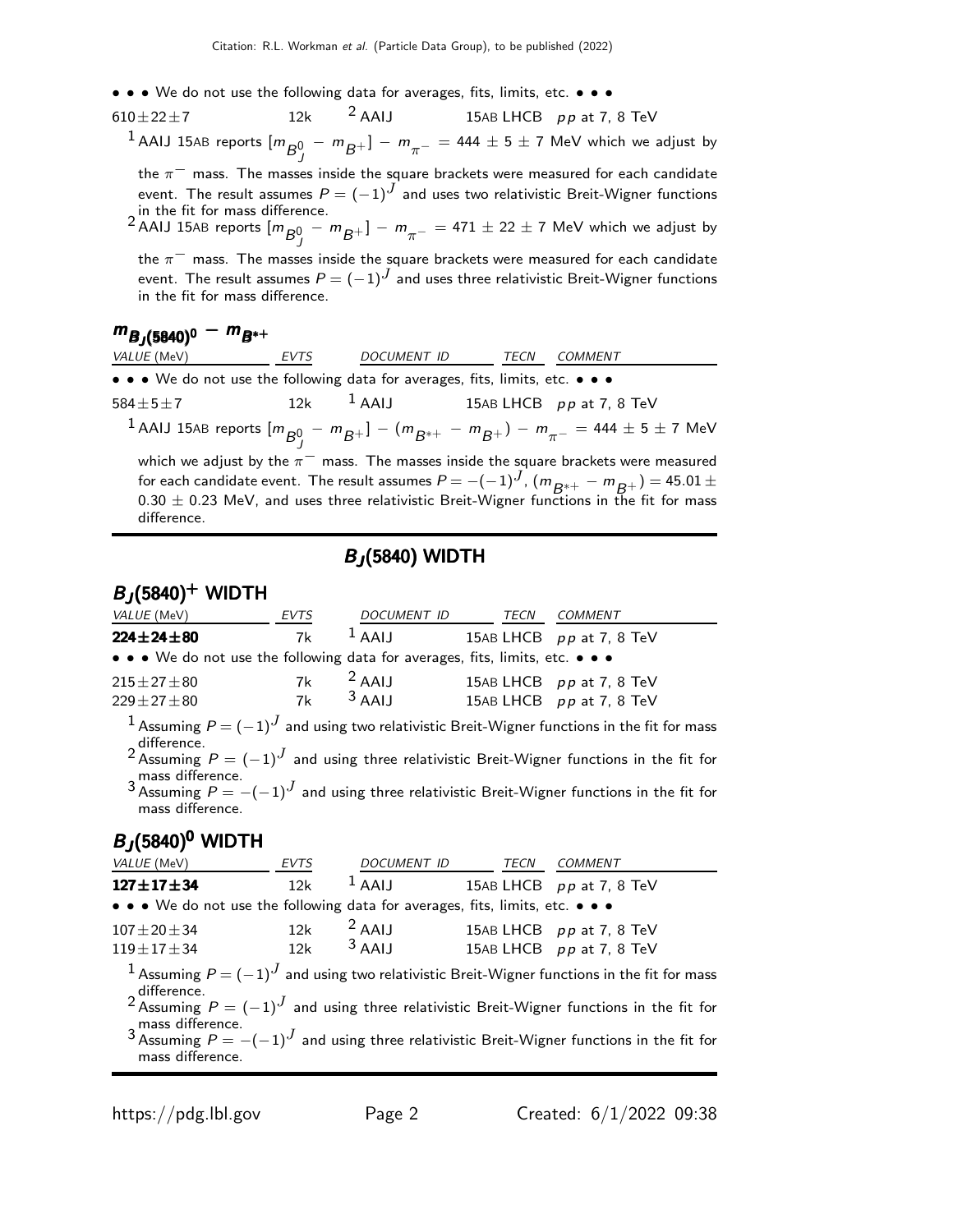• • • We do not use the following data for averages, fits, limits, etc. • • •

| | | | | |
|---|---|---|---|---|
| 610±22±7 | 12k | [2] AAIJ | 15AB LHCB | $pp$ at 7, 8 TeV |

[1] AAIJ 15AB reports $[m_{B_J^0} - m_{B^+}] - m_{\pi^-} = 444 \pm 5 \pm 7$ MeV which we adjust by the $\pi^-$ mass. The masses inside the square brackets were measured for each candidate event. The result assumes $P = (-1)^J$ and uses two relativistic Breit-Wigner functions in the fit for mass difference.

[2] AAIJ 15AB reports $[m_{B_J^0} - m_{B^+}] - m_{\pi^-} = 471 \pm 22 \pm 7$ MeV which we adjust by the $\pi^-$ mass. The masses inside the square brackets were measured for each candidate event. The result assumes $P = (-1)^J$ and uses three relativistic Breit-Wigner functions in the fit for mass difference.

### $m_{B_J(5840)^0} - m_{B^{*+}}$

| VALUE (MeV) | EVTS | DOCUMENT ID | TECN | COMMENT |
|---|---|---|---|---|
| • • • We do not use the following data for averages, fits, limits, etc. • • • | | | | |
| 584±5±7 | 12k | [1] AAIJ | 15AB LHCB | $pp$ at 7, 8 TeV |

[1] AAIJ 15AB reports $[m_{B_J^0} - m_{B^+}] - (m_{B^{*+}} - m_{B^+}) - m_{\pi^-} = 444 \pm 5 \pm 7$ MeV which we adjust by the $\pi^-$ mass. The masses inside the square brackets were measured for each candidate event. The result assumes $P = -(-1)^J$, $(m_{B^{*+}} - m_{B^+}) = 45.01 \pm 0.30 \pm 0.23$ MeV, and uses three relativistic Breit-Wigner functions in the fit for mass difference.

## $B_J(5840)$ WIDTH

### $B_J(5840)^+$ WIDTH

| VALUE (MeV) | EVTS | DOCUMENT ID | TECN | COMMENT |
|---|---|---|---|---|
| **224±24±80** | 7k | [1] AAIJ | 15AB LHCB | $pp$ at 7, 8 TeV |
| • • • We do not use the following data for averages, fits, limits, etc. • • • | | | | |
| 215±27±80 | 7k | [2] AAIJ | 15AB LHCB | $pp$ at 7, 8 TeV |
| 229±27±80 | 7k | [3] AAIJ | 15AB LHCB | $pp$ at 7, 8 TeV |

[1] Assuming $P = (-1)^J$ and using two relativistic Breit-Wigner functions in the fit for mass difference.

[2] Assuming $P = (-1)^J$ and using three relativistic Breit-Wigner functions in the fit for mass difference.

[3] Assuming $P = -(-1)^J$ and using three relativistic Breit-Wigner functions in the fit for mass difference.

### $B_J(5840)^0$ WIDTH

| VALUE (MeV) | EVTS | DOCUMENT ID | TECN | COMMENT |
|---|---|---|---|---|
| **127±17±34** | 12k | [1] AAIJ | 15AB LHCB | $pp$ at 7, 8 TeV |
| • • • We do not use the following data for averages, fits, limits, etc. • • • | | | | |
| 107±20±34 | 12k | [2] AAIJ | 15AB LHCB | $pp$ at 7, 8 TeV |
| 119±17±34 | 12k | [3] AAIJ | 15AB LHCB | $pp$ at 7, 8 TeV |

[1] Assuming $P = (-1)^J$ and using two relativistic Breit-Wigner functions in the fit for mass difference.

[2] Assuming $P = (-1)^J$ and using three relativistic Breit-Wigner functions in the fit for mass difference.

[3] Assuming $P = -(-1)^J$ and using three relativistic Breit-Wigner functions in the fit for mass difference.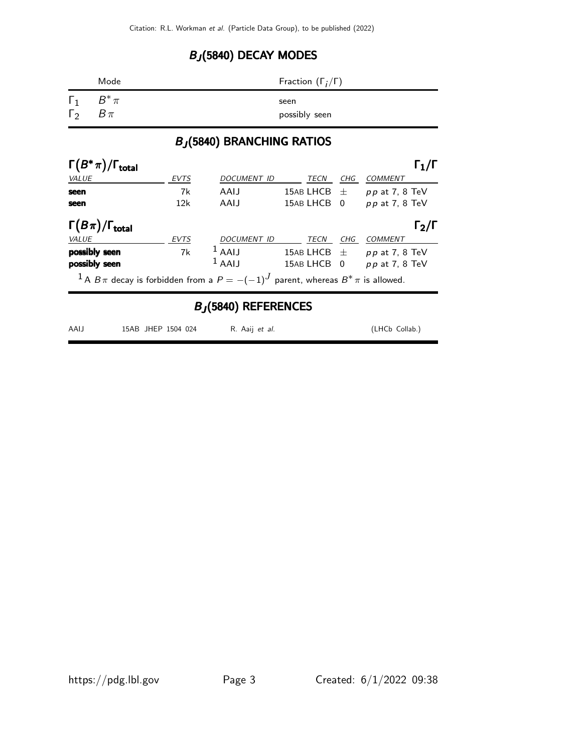## $B_J(5840)$ DECAY MODES

| | Mode | Fraction ($\Gamma_i/\Gamma$) |
|---|---|---|
| $\Gamma_1$ | $B^*\pi$ | seen |
| $\Gamma_2$ | $B\pi$ | possibly seen |

## $B_J(5840)$ BRANCHING RATIOS

### $\Gamma(B^*\pi)/\Gamma_{\text{total}}$ $\qquad\Gamma_1/\Gamma$

| *VALUE* | *EVTS* | *DOCUMENT ID* | *TECN* | *CHG* | *COMMENT* |
|---|---|---|---|---|---|
| **seen** | 7k | AAIJ 15AB | LHCB | $\pm$ | $pp$ at 7, 8 TeV |
| **seen** | 12k | AAIJ 15AB | LHCB | 0 | $pp$ at 7, 8 TeV |

### $\Gamma(B\pi)/\Gamma_{\text{total}}$ $\qquad\Gamma_2/\Gamma$

| *VALUE* | *EVTS* | *DOCUMENT ID* | *TECN* | *CHG* | *COMMENT* |
|---|---|---|---|---|---|
| **possibly seen** | 7k | [1] AAIJ 15AB | LHCB | $\pm$ | $pp$ at 7, 8 TeV |
| **possibly seen** | | [1] AAIJ 15AB | LHCB | 0 | $pp$ at 7, 8 TeV |

[1] A $B\pi$ decay is forbidden from a $P = -(-1)^J$ parent, whereas $B^*\pi$ is allowed.

## $B_J(5840)$ REFERENCES

| | | | |
|---|---|---|---|
| AAIJ | 15AB JHEP 1504 024 | R. Aaij *et al.* | (LHCb Collab.) |